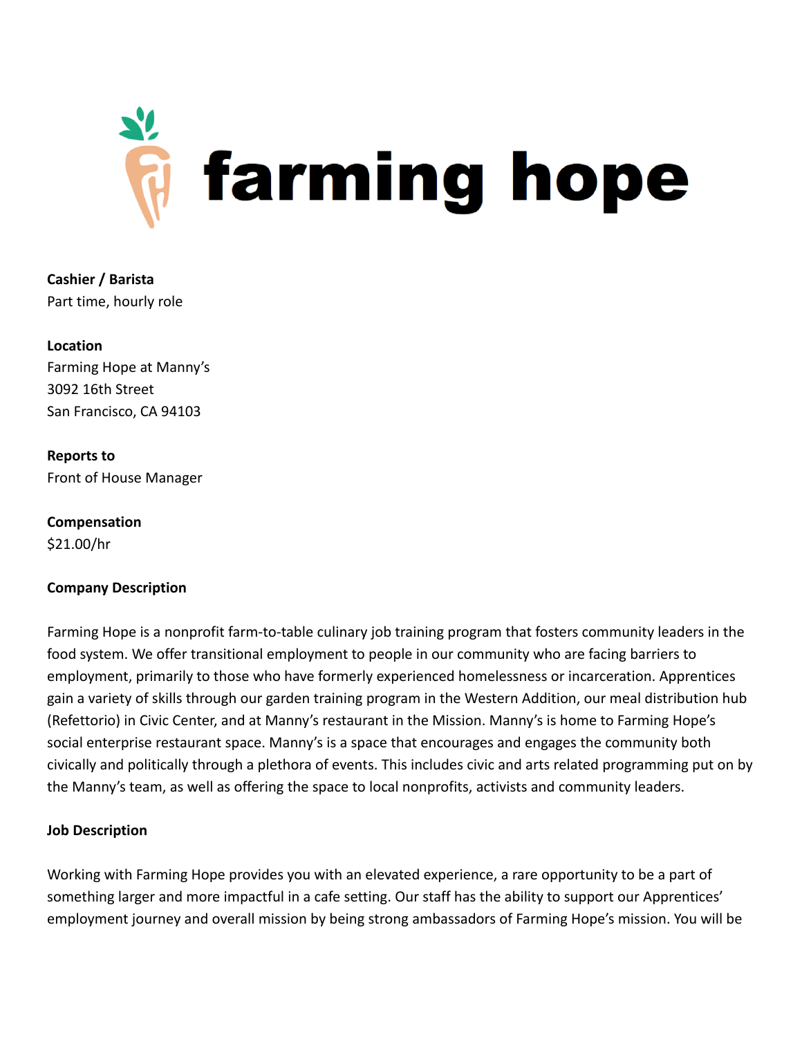# farming hope

**Cashier / Barista**
Part time, hourly role

**Location**
Farming Hope at Manny's
3092 16th Street
San Francisco, CA 94103

**Reports to**
Front of House Manager

**Compensation**
$21.00/hr

**Company Description**

Farming Hope is a nonprofit farm-to-table culinary job training program that fosters community leaders in the food system. We offer transitional employment to people in our community who are facing barriers to employment, primarily to those who have formerly experienced homelessness or incarceration. Apprentices gain a variety of skills through our garden training program in the Western Addition, our meal distribution hub (Refettorio) in Civic Center, and at Manny's restaurant in the Mission. Manny's is home to Farming Hope's social enterprise restaurant space. Manny's is a space that encourages and engages the community both civically and politically through a plethora of events. This includes civic and arts related programming put on by the Manny's team, as well as offering the space to local nonprofits, activists and community leaders.

**Job Description**

Working with Farming Hope provides you with an elevated experience, a rare opportunity to be a part of something larger and more impactful in a cafe setting. Our staff has the ability to support our Apprentices' employment journey and overall mission by being strong ambassadors of Farming Hope's mission. You will be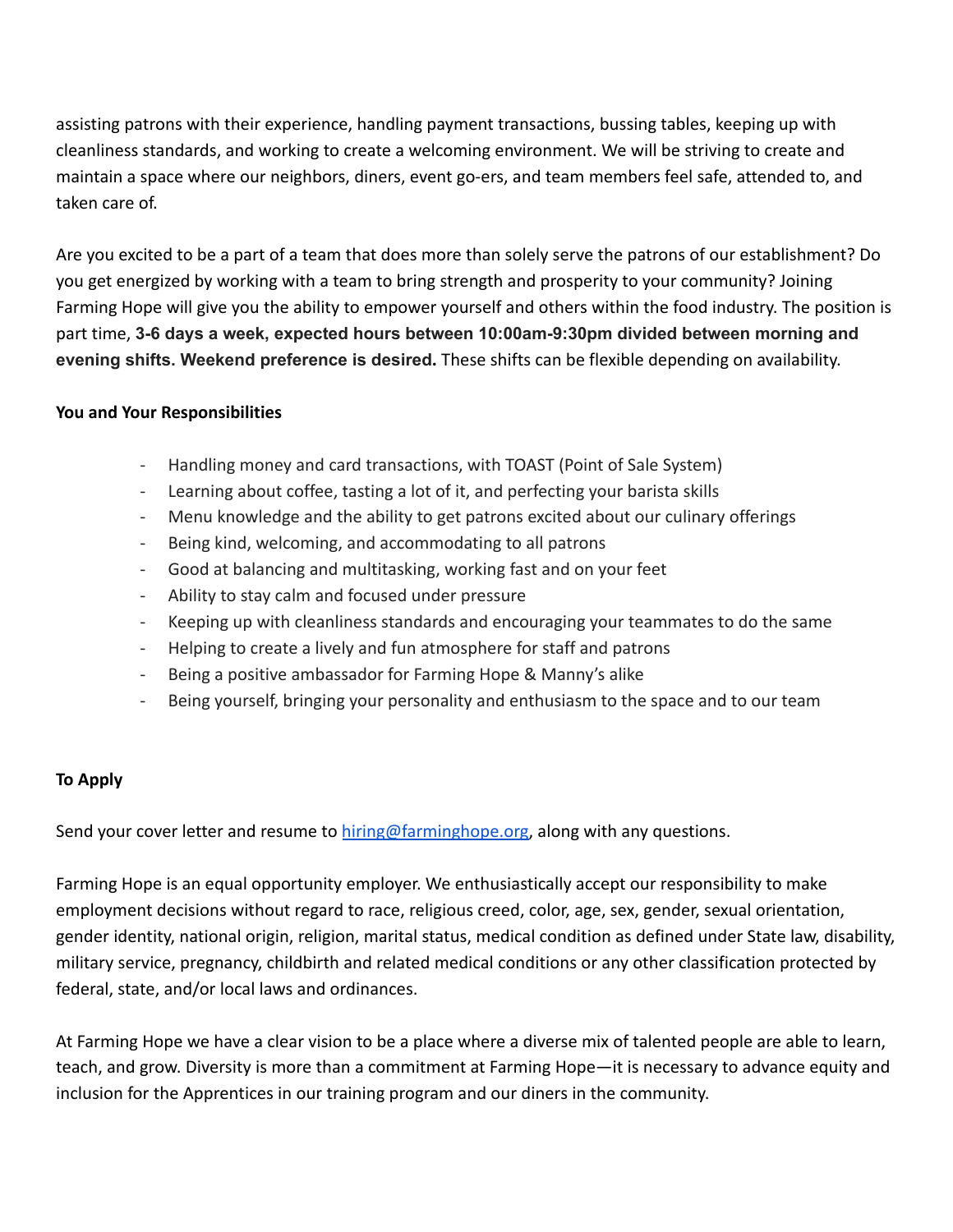assisting patrons with their experience, handling payment transactions, bussing tables, keeping up with cleanliness standards, and working to create a welcoming environment. We will be striving to create and maintain a space where our neighbors, diners, event go-ers, and team members feel safe, attended to, and taken care of.

Are you excited to be a part of a team that does more than solely serve the patrons of our establishment? Do you get energized by working with a team to bring strength and prosperity to your community? Joining Farming Hope will give you the ability to empower yourself and others within the food industry. The position is part time, **3-6 days a week, expected hours between 10:00am-9:30pm divided between morning and evening shifts. Weekend preference is desired.** These shifts can be flexible depending on availability.

**You and Your Responsibilities**

- Handling money and card transactions, with TOAST (Point of Sale System)
- Learning about coffee, tasting a lot of it, and perfecting your barista skills
- Menu knowledge and the ability to get patrons excited about our culinary offerings
- Being kind, welcoming, and accommodating to all patrons
- Good at balancing and multitasking, working fast and on your feet
- Ability to stay calm and focused under pressure
- Keeping up with cleanliness standards and encouraging your teammates to do the same
- Helping to create a lively and fun atmosphere for staff and patrons
- Being a positive ambassador for Farming Hope & Manny's alike
- Being yourself, bringing your personality and enthusiasm to the space and to our team

**To Apply**

Send your cover letter and resume to [hiring@farminghope.org](mailto:hiring@farminghope.org), along with any questions.

Farming Hope is an equal opportunity employer. We enthusiastically accept our responsibility to make employment decisions without regard to race, religious creed, color, age, sex, gender, sexual orientation, gender identity, national origin, religion, marital status, medical condition as defined under State law, disability, military service, pregnancy, childbirth and related medical conditions or any other classification protected by federal, state, and/or local laws and ordinances.

At Farming Hope we have a clear vision to be a place where a diverse mix of talented people are able to learn, teach, and grow. Diversity is more than a commitment at Farming Hope—it is necessary to advance equity and inclusion for the Apprentices in our training program and our diners in the community.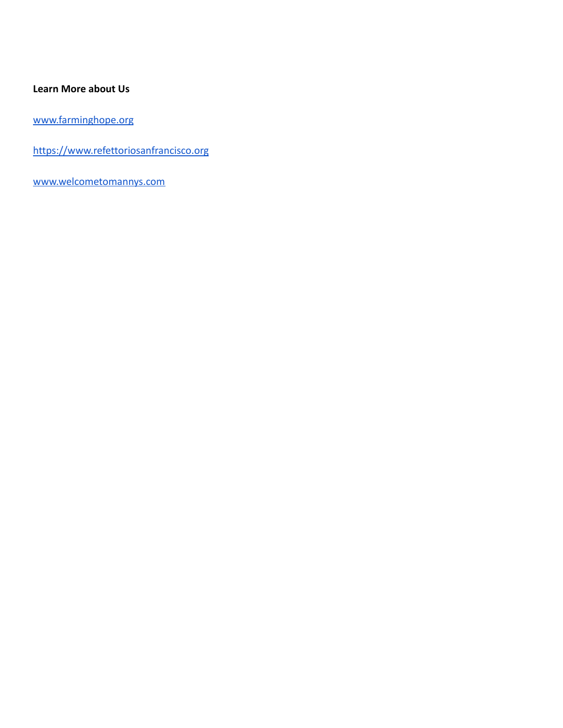**Learn More about Us**

[www.farminghope.org](www.farminghope.org)

[https://www.refettoriosanfrancisco.org](https://www.refettoriosanfrancisco.org)

[www.welcometomannys.com](www.welcometomannys.com)